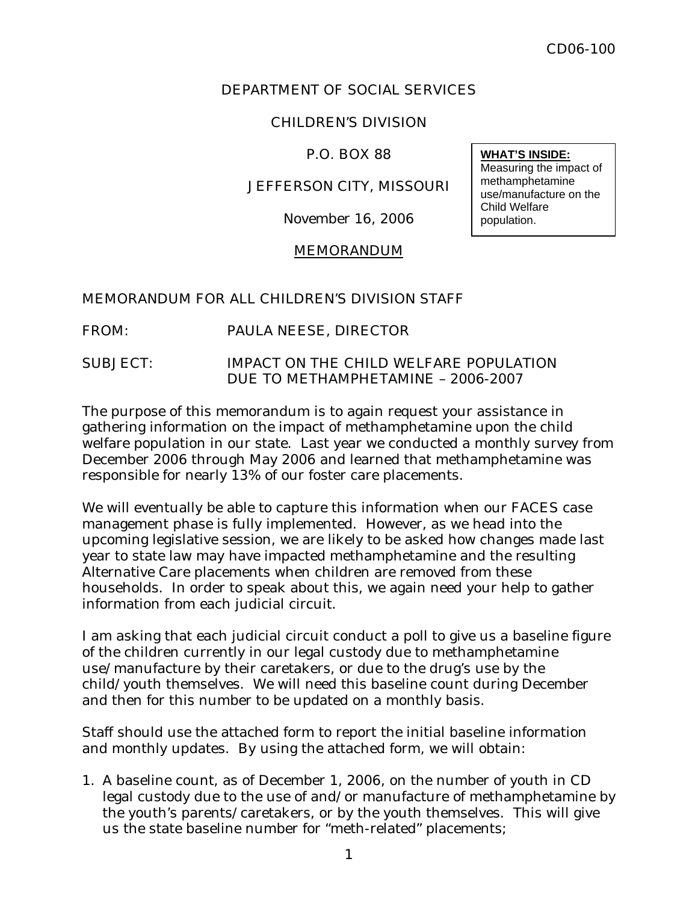CD06-100

DEPARTMENT OF SOCIAL SERVICES

CHILDREN'S DIVISION

P.O. BOX 88

JEFFERSON CITY, MISSOURI

November 16, 2006

**WHAT'S INSIDE:**
Measuring the impact of methamphetamine use/manufacture on the Child Welfare population.

MEMORANDUM

MEMORANDUM FOR ALL CHILDREN'S DIVISION STAFF

FROM: PAULA NEESE, DIRECTOR

SUBJECT: IMPACT ON THE CHILD WELFARE POPULATION DUE TO METHAMPHETAMINE – 2006-2007

The purpose of this memorandum is to again request your assistance in gathering information on the impact of methamphetamine upon the child welfare population in our state. Last year we conducted a monthly survey from December 2006 through May 2006 and learned that methamphetamine was responsible for nearly 13% of our foster care placements.

We will eventually be able to capture this information when our FACES case management phase is fully implemented. However, as we head into the upcoming legislative session, we are likely to be asked how changes made last year to state law may have impacted methamphetamine and the resulting Alternative Care placements when children are removed from these households. In order to speak about this, we again need your help to gather information from each judicial circuit.

I am asking that each judicial circuit conduct a poll to give us a baseline figure of the children currently in our legal custody due to methamphetamine use/manufacture by their caretakers, or due to the drug's use by the child/youth themselves. We will need this baseline count during December and then for this number to be updated on a monthly basis.

Staff should use the attached form to report the initial baseline information and monthly updates. By using the attached form, we will obtain:

1. A baseline count, as of December 1, 2006, on the number of youth in CD legal custody due to the use of and/or manufacture of methamphetamine by the youth's parents/caretakers, or by the youth themselves. This will give us the state baseline number for "meth-related" placements;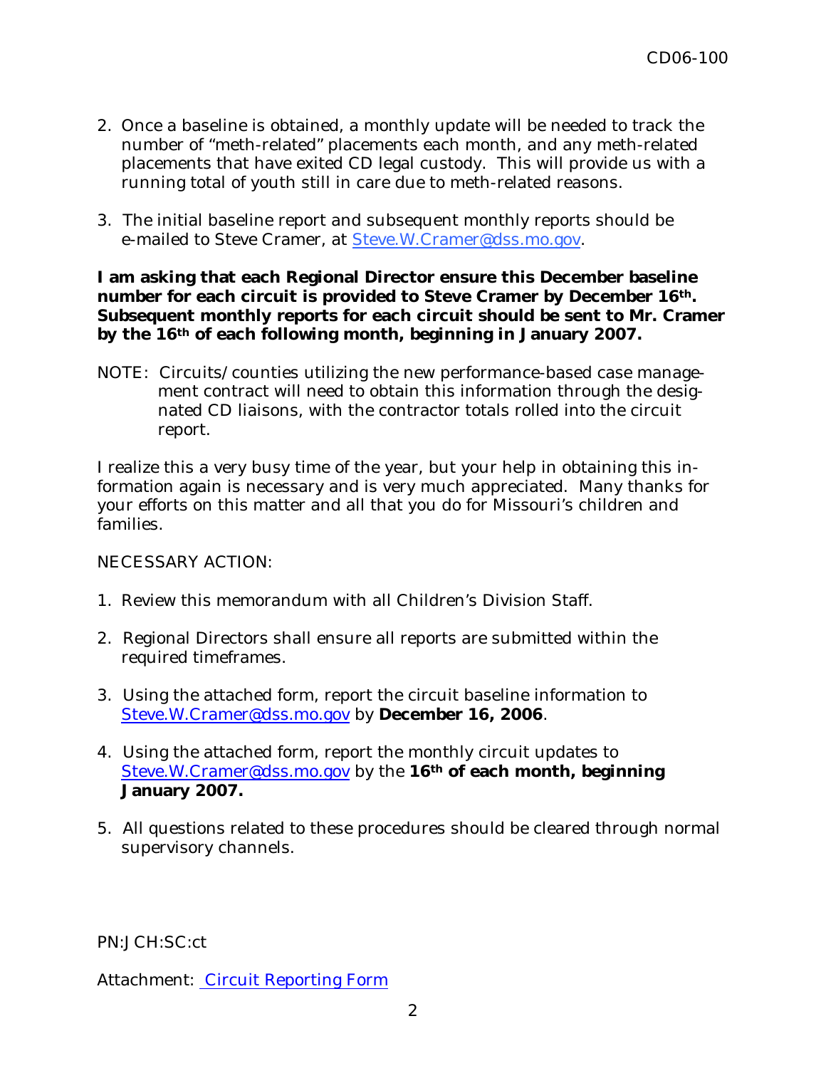2. Once a baseline is obtained, a monthly update will be needed to track the number of "meth-related" placements each month, and any meth-related placements that have exited CD legal custody. This will provide us with a running total of youth still in care due to meth-related reasons.

3. The initial baseline report and subsequent monthly reports should be e-mailed to Steve Cramer, at Steve.W.Cramer@dss.mo.gov.

**I am asking that each Regional Director ensure this December baseline number for each circuit is provided to Steve Cramer by December 16th. Subsequent monthly reports for each circuit should be sent to Mr. Cramer by the 16th of each following month, beginning in January 2007.**

NOTE: Circuits/counties utilizing the new performance-based case management contract will need to obtain this information through the designated CD liaisons, with the contractor totals rolled into the circuit report.

I realize this a very busy time of the year, but your help in obtaining this information again is necessary and is very much appreciated. Many thanks for your efforts on this matter and all that you do for Missouri's children and families.

NECESSARY ACTION:

1. Review this memorandum with all Children's Division Staff.

2. Regional Directors shall ensure all reports are submitted within the required timeframes.

3. Using the attached form, report the circuit baseline information to Steve.W.Cramer@dss.mo.gov by **December 16, 2006**.

4. Using the attached form, report the monthly circuit updates to Steve.W.Cramer@dss.mo.gov by the **16th of each month, beginning January 2007.**

5. All questions related to these procedures should be cleared through normal supervisory channels.

PN:JCH:SC:ct

Attachment: Circuit Reporting Form